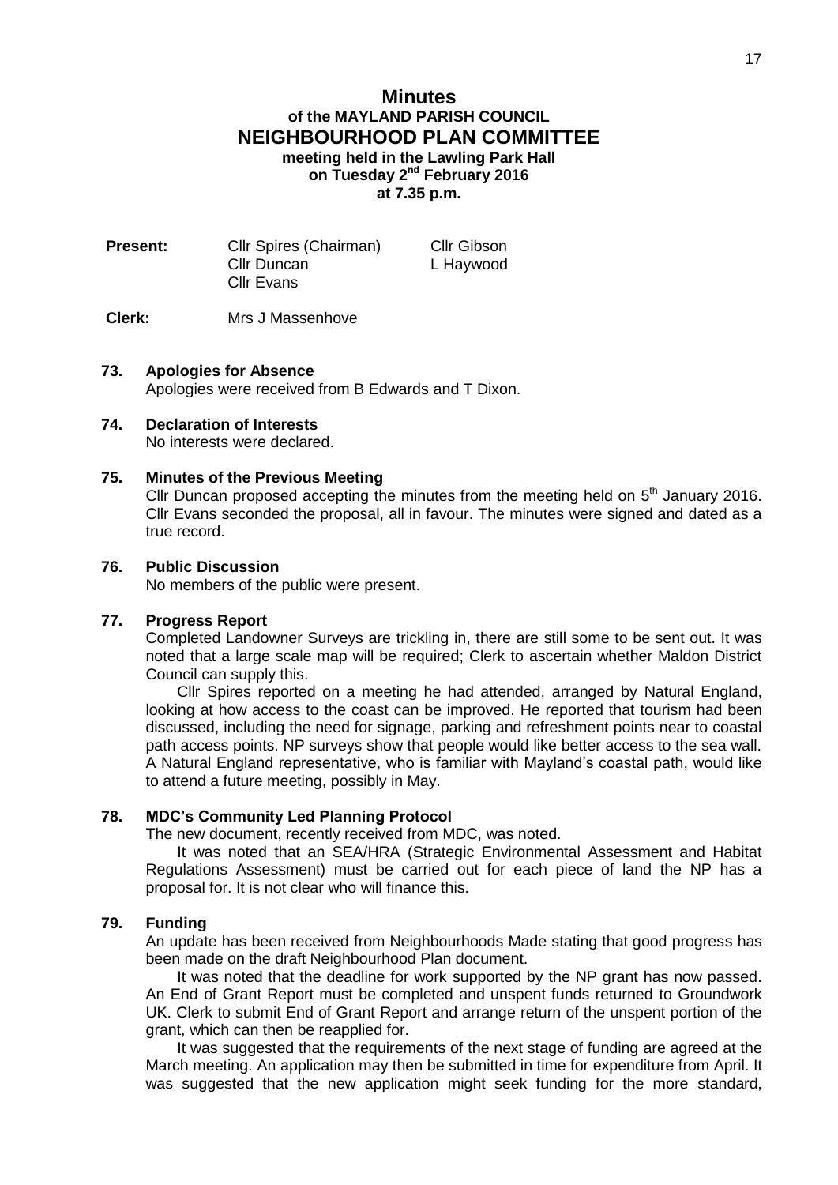# Minutes

## of the MAYLAND PARISH COUNCIL

## NEIGHBOURHOOD PLAN COMMITTEE

**meeting held in the Lawling Park Hall**
**on Tuesday 2nd February 2016**
**at 7.35 p.m.**

| **Present:** | Cllr Spires (Chairman) | Cllr Gibson |
|---|---|---|
| | Cllr Duncan | L Haywood |
| | Cllr Evans | |

**Clerk:** Mrs J Massenhove

### 73. Apologies for Absence

Apologies were received from B Edwards and T Dixon.

### 74. Declaration of Interests

No interests were declared.

### 75. Minutes of the Previous Meeting

Cllr Duncan proposed accepting the minutes from the meeting held on 5th January 2016. Cllr Evans seconded the proposal, all in favour. The minutes were signed and dated as a true record.

### 76. Public Discussion

No members of the public were present.

### 77. Progress Report

Completed Landowner Surveys are trickling in, there are still some to be sent out. It was noted that a large scale map will be required; Clerk to ascertain whether Maldon District Council can supply this.

Cllr Spires reported on a meeting he had attended, arranged by Natural England, looking at how access to the coast can be improved. He reported that tourism had been discussed, including the need for signage, parking and refreshment points near to coastal path access points. NP surveys show that people would like better access to the sea wall. A Natural England representative, who is familiar with Mayland's coastal path, would like to attend a future meeting, possibly in May.

### 78. MDC's Community Led Planning Protocol

The new document, recently received from MDC, was noted.

It was noted that an SEA/HRA (Strategic Environmental Assessment and Habitat Regulations Assessment) must be carried out for each piece of land the NP has a proposal for. It is not clear who will finance this.

### 79. Funding

An update has been received from Neighbourhoods Made stating that good progress has been made on the draft Neighbourhood Plan document.

It was noted that the deadline for work supported by the NP grant has now passed. An End of Grant Report must be completed and unspent funds returned to Groundwork UK. Clerk to submit End of Grant Report and arrange return of the unspent portion of the grant, which can then be reapplied for.

It was suggested that the requirements of the next stage of funding are agreed at the March meeting. An application may then be submitted in time for expenditure from April. It was suggested that the new application might seek funding for the more standard,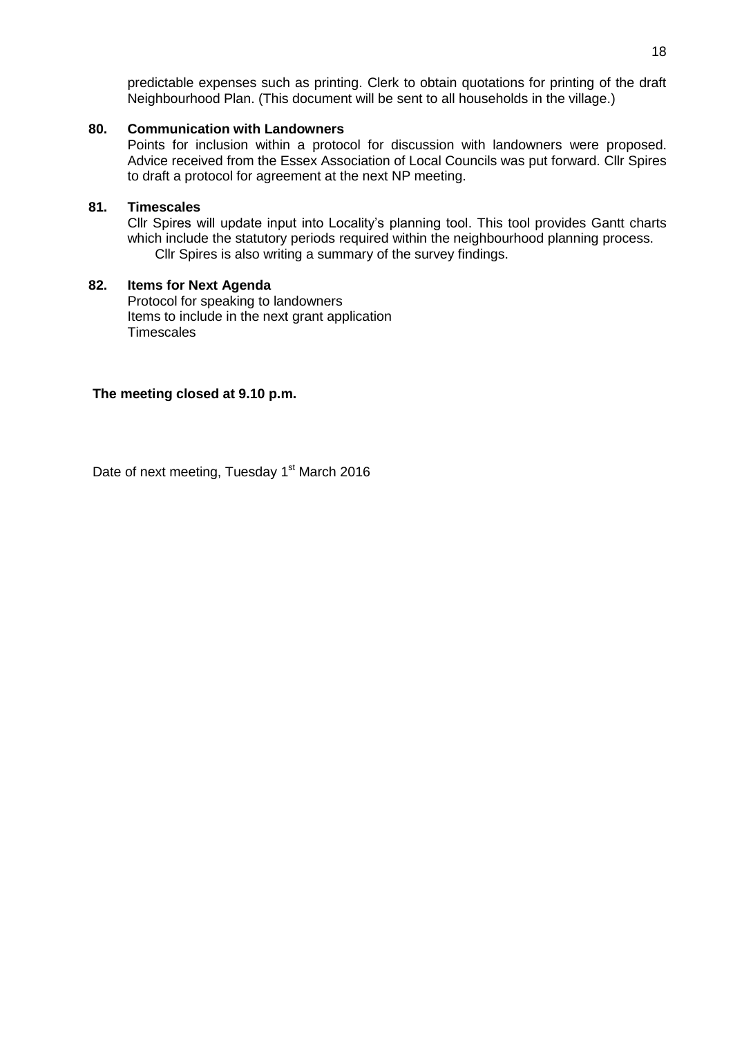predictable expenses such as printing. Clerk to obtain quotations for printing of the draft Neighbourhood Plan. (This document will be sent to all households in the village.)

**80. Communication with Landowners**

Points for inclusion within a protocol for discussion with landowners were proposed. Advice received from the Essex Association of Local Councils was put forward. Cllr Spires to draft a protocol for agreement at the next NP meeting.

**81. Timescales**

Cllr Spires will update input into Locality's planning tool. This tool provides Gantt charts which include the statutory periods required within the neighbourhood planning process.
Cllr Spires is also writing a summary of the survey findings.

**82. Items for Next Agenda**

Protocol for speaking to landowners
Items to include in the next grant application
Timescales

**The meeting closed at 9.10 p.m.**

Date of next meeting, Tuesday 1st March 2016